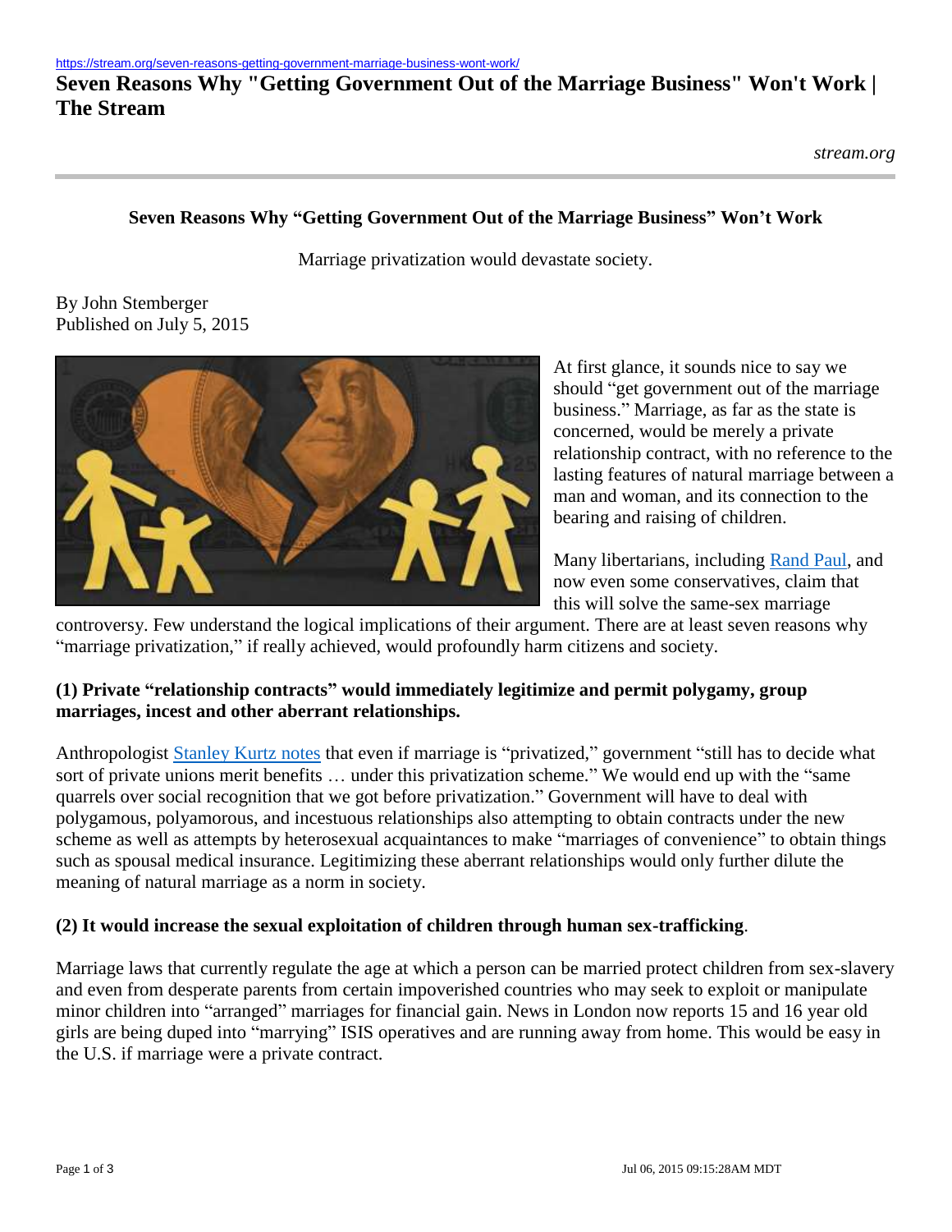https://stream.org/seven-reasons-getting-government-marriage-business-wont-work/

# Seven Reasons Why "Getting Government Out of the Marriage Business" Won't Work | The Stream

*stream.org*

## Seven Reasons Why "Getting Government Out of the Marriage Business" Won't Work

Marriage privatization would devastate society.

By John Stemberger
Published on July 5, 2015

At first glance, it sounds nice to say we should "get government out of the marriage business." Marriage, as far as the state is concerned, would be merely a private relationship contract, with no reference to the lasting features of natural marriage between a man and woman, and its connection to the bearing and raising of children.

Many libertarians, including [Rand Paul], and now even some conservatives, claim that this will solve the same-sex marriage controversy. Few understand the logical implications of their argument. There are at least seven reasons why "marriage privatization," if really achieved, would profoundly harm citizens and society.

### (1) Private "relationship contracts" would immediately legitimize and permit polygamy, group marriages, incest and other aberrant relationships.

Anthropologist [Stanley Kurtz notes] that even if marriage is "privatized," government "still has to decide what sort of private unions merit benefits … under this privatization scheme." We would end up with the "same quarrels over social recognition that we got before privatization." Government will have to deal with polygamous, polyamorous, and incestuous relationships also attempting to obtain contracts under the new scheme as well as attempts by heterosexual acquaintances to make "marriages of convenience" to obtain things such as spousal medical insurance. Legitimizing these aberrant relationships would only further dilute the meaning of natural marriage as a norm in society.

### (2) It would increase the sexual exploitation of children through human sex-trafficking.

Marriage laws that currently regulate the age at which a person can be married protect children from sex-slavery and even from desperate parents from certain impoverished countries who may seek to exploit or manipulate minor children into "arranged" marriages for financial gain. News in London now reports 15 and 16 year old girls are being duped into "marrying" ISIS operatives and are running away from home. This would be easy in the U.S. if marriage were a private contract.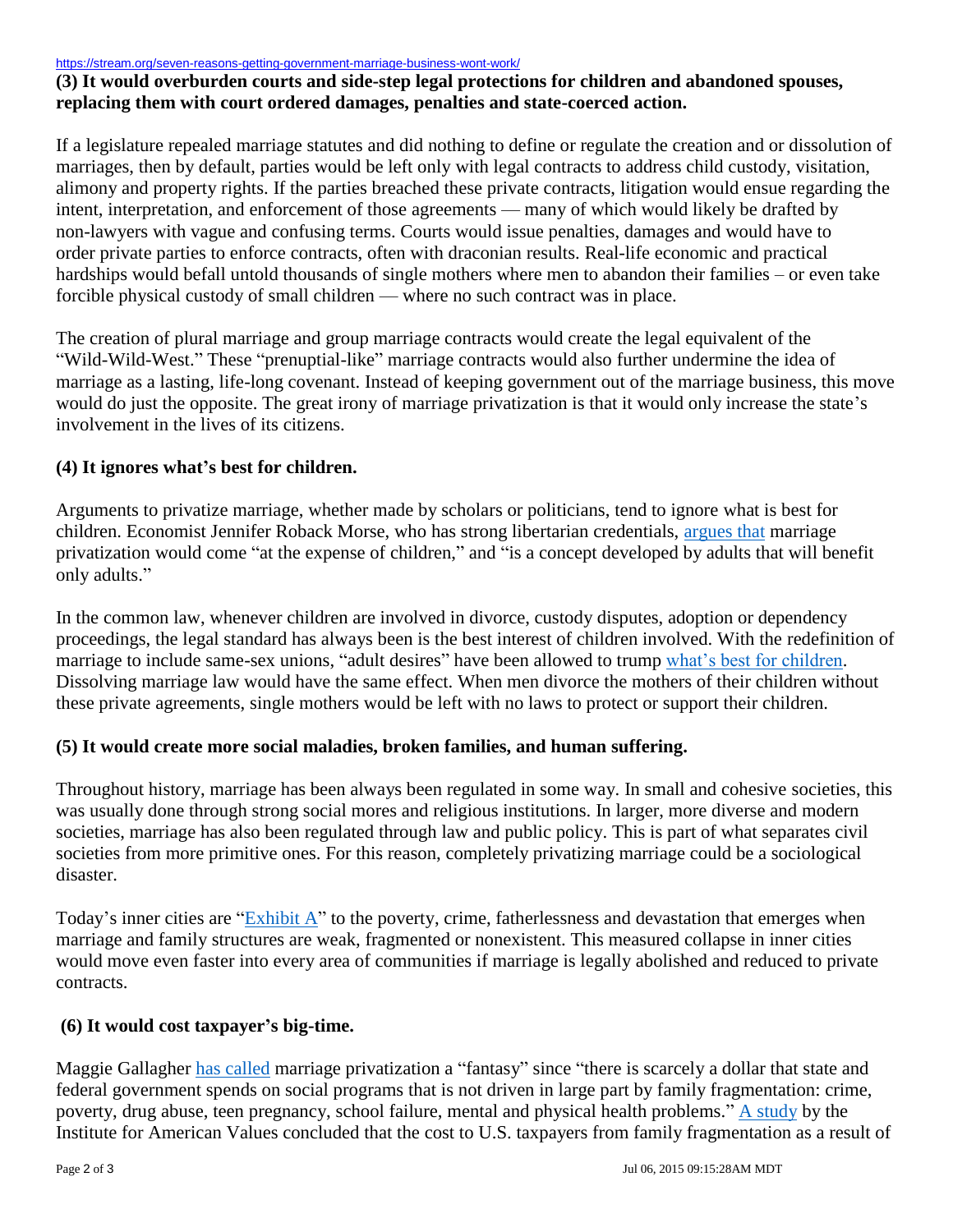**(3) It would overburden courts and side-step legal protections for children and abandoned spouses, replacing them with court ordered damages, penalties and state-coerced action.**

If a legislature repealed marriage statutes and did nothing to define or regulate the creation and or dissolution of marriages, then by default, parties would be left only with legal contracts to address child custody, visitation, alimony and property rights. If the parties breached these private contracts, litigation would ensue regarding the intent, interpretation, and enforcement of those agreements — many of which would likely be drafted by non-lawyers with vague and confusing terms. Courts would issue penalties, damages and would have to order private parties to enforce contracts, often with draconian results. Real-life economic and practical hardships would befall untold thousands of single mothers where men to abandon their families – or even take forcible physical custody of small children — where no such contract was in place.

The creation of plural marriage and group marriage contracts would create the legal equivalent of the "Wild-Wild-West." These "prenuptial-like" marriage contracts would also further undermine the idea of marriage as a lasting, life-long covenant. Instead of keeping government out of the marriage business, this move would do just the opposite. The great irony of marriage privatization is that it would only increase the state's involvement in the lives of its citizens.

**(4) It ignores what's best for children.**

Arguments to privatize marriage, whether made by scholars or politicians, tend to ignore what is best for children. Economist Jennifer Roback Morse, who has strong libertarian credentials, argues that marriage privatization would come "at the expense of children," and "is a concept developed by adults that will benefit only adults."

In the common law, whenever children are involved in divorce, custody disputes, adoption or dependency proceedings, the legal standard has always been is the best interest of children involved. With the redefinition of marriage to include same-sex unions, "adult desires" have been allowed to trump what's best for children. Dissolving marriage law would have the same effect. When men divorce the mothers of their children without these private agreements, single mothers would be left with no laws to protect or support their children.

**(5) It would create more social maladies, broken families, and human suffering.**

Throughout history, marriage has been always been regulated in some way. In small and cohesive societies, this was usually done through strong social mores and religious institutions. In larger, more diverse and modern societies, marriage has also been regulated through law and public policy. This is part of what separates civil societies from more primitive ones. For this reason, completely privatizing marriage could be a sociological disaster.

Today's inner cities are "Exhibit A" to the poverty, crime, fatherlessness and devastation that emerges when marriage and family structures are weak, fragmented or nonexistent. This measured collapse in inner cities would move even faster into every area of communities if marriage is legally abolished and reduced to private contracts.

**(6) It would cost taxpayer's big-time.**

Maggie Gallagher has called marriage privatization a "fantasy" since "there is scarcely a dollar that state and federal government spends on social programs that is not driven in large part by family fragmentation: crime, poverty, drug abuse, teen pregnancy, school failure, mental and physical health problems." A study by the Institute for American Values concluded that the cost to U.S. taxpayers from family fragmentation as a result of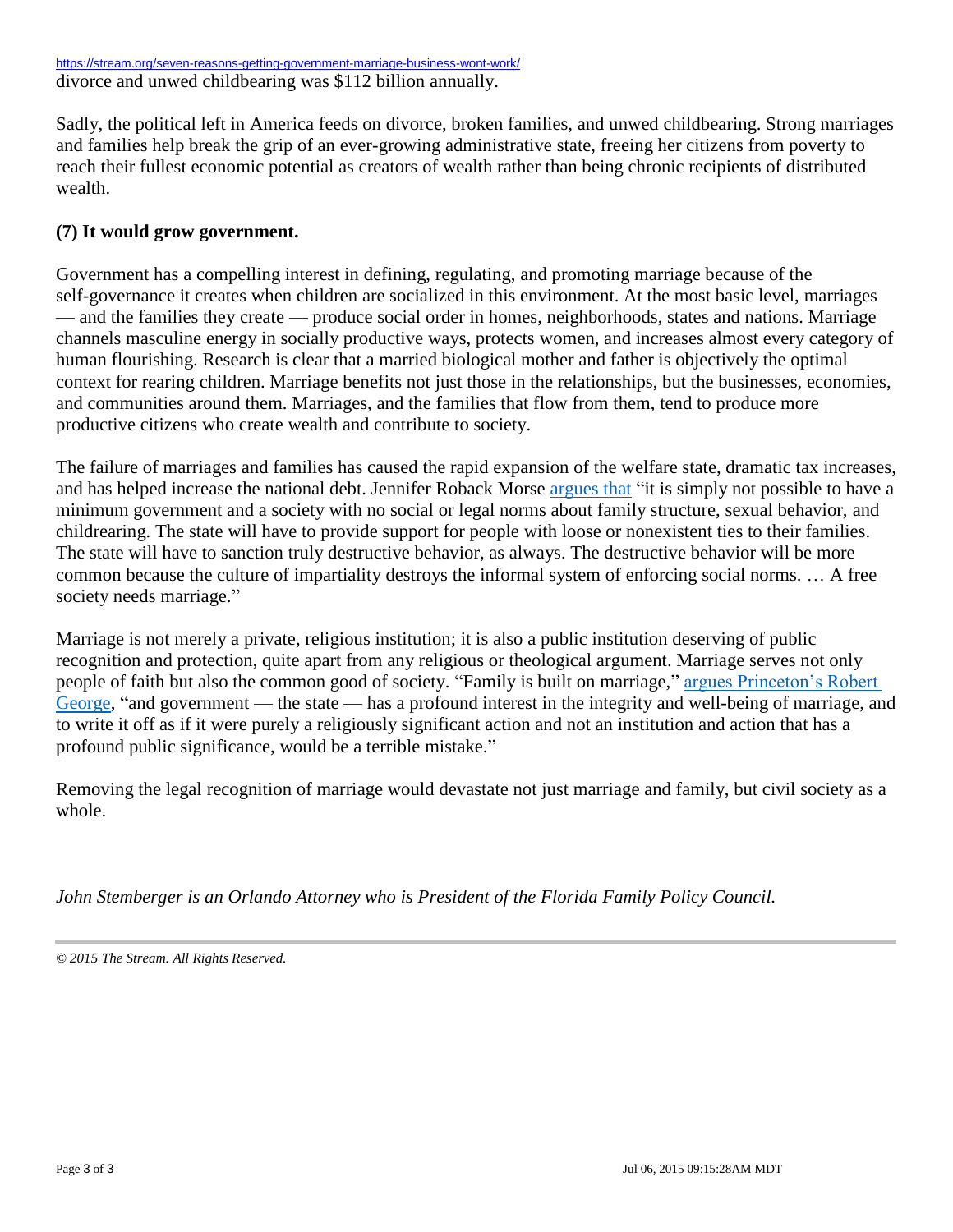divorce and unwed childbearing was $112 billion annually.

Sadly, the political left in America feeds on divorce, broken families, and unwed childbearing. Strong marriages and families help break the grip of an ever-growing administrative state, freeing her citizens from poverty to reach their fullest economic potential as creators of wealth rather than being chronic recipients of distributed wealth.

**(7) It would grow government.**

Government has a compelling interest in defining, regulating, and promoting marriage because of the self-governance it creates when children are socialized in this environment. At the most basic level, marriages — and the families they create — produce social order in homes, neighborhoods, states and nations. Marriage channels masculine energy in socially productive ways, protects women, and increases almost every category of human flourishing. Research is clear that a married biological mother and father is objectively the optimal context for rearing children. Marriage benefits not just those in the relationships, but the businesses, economies, and communities around them. Marriages, and the families that flow from them, tend to produce more productive citizens who create wealth and contribute to society.

The failure of marriages and families has caused the rapid expansion of the welfare state, dramatic tax increases, and has helped increase the national debt. Jennifer Roback Morse argues that "it is simply not possible to have a minimum government and a society with no social or legal norms about family structure, sexual behavior, and childrearing. The state will have to provide support for people with loose or nonexistent ties to their families. The state will have to sanction truly destructive behavior, as always. The destructive behavior will be more common because the culture of impartiality destroys the informal system of enforcing social norms. … A free society needs marriage."

Marriage is not merely a private, religious institution; it is also a public institution deserving of public recognition and protection, quite apart from any religious or theological argument. Marriage serves not only people of faith but also the common good of society. "Family is built on marriage," argues Princeton's Robert George, "and government — the state — has a profound interest in the integrity and well-being of marriage, and to write it off as if it were purely a religiously significant action and not an institution and action that has a profound public significance, would be a terrible mistake."

Removing the legal recognition of marriage would devastate not just marriage and family, but civil society as a whole.

*John Stemberger is an Orlando Attorney who is President of the Florida Family Policy Council.*

*© 2015 The Stream. All Rights Reserved.*